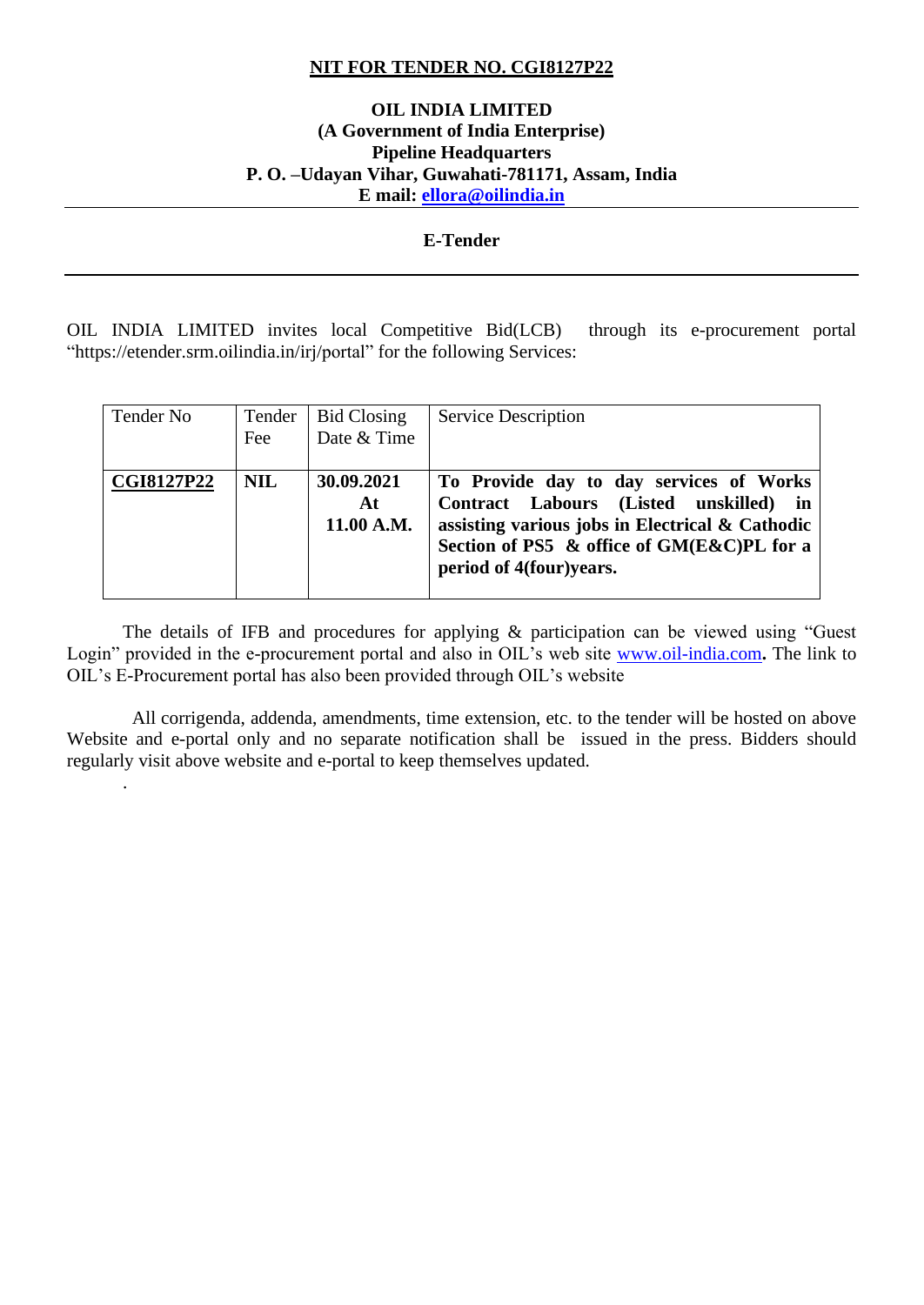**NIT FOR TENDER NO. CGI8127P22**

**OIL INDIA LIMITED**
**(A Government of India Enterprise)**
**Pipeline Headquarters**
**P. O. –Udayan Vihar, Guwahati-781171, Assam, India**
**E mail: ellora@oilindia.in**

---

**E-Tender**

---

OIL INDIA LIMITED invites local Competitive Bid(LCB) through its e-procurement portal "https://etender.srm.oilindia.in/irj/portal" for the following Services:

| Tender No | Tender Fee | Bid Closing Date & Time | Service Description |
|---|---|---|---|
| **CGI8127P22** | **NIL** | **30.09.2021 At 11.00 A.M.** | **To Provide day to day services of Works Contract Labours (Listed unskilled) in assisting various jobs in Electrical & Cathodic Section of PS5 & office of GM(E&C)PL for a period of 4(four)years.** |

The details of IFB and procedures for applying & participation can be viewed using "Guest Login" provided in the e-procurement portal and also in OIL's web site www.oil-india.com**.** The link to OIL's E-Procurement portal has also been provided through OIL's website

All corrigenda, addenda, amendments, time extension, etc. to the tender will be hosted on above Website and e-portal only and no separate notification shall be issued in the press. Bidders should regularly visit above website and e-portal to keep themselves updated.

.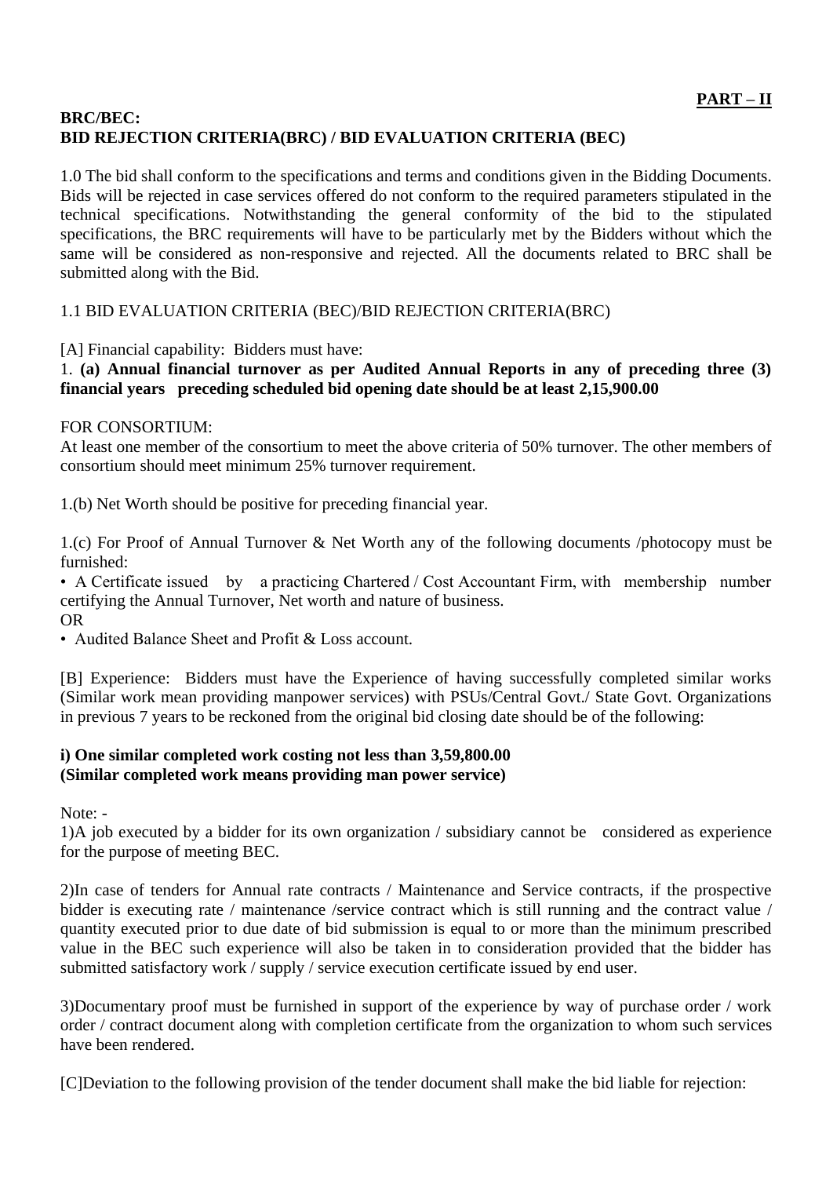**PART – II**

**BRC/BEC:**
**BID REJECTION CRITERIA(BRC) / BID EVALUATION CRITERIA (BEC)**

1.0 The bid shall conform to the specifications and terms and conditions given in the Bidding Documents. Bids will be rejected in case services offered do not conform to the required parameters stipulated in the technical specifications. Notwithstanding the general conformity of the bid to the stipulated specifications, the BRC requirements will have to be particularly met by the Bidders without which the same will be considered as non-responsive and rejected. All the documents related to BRC shall be submitted along with the Bid.

1.1 BID EVALUATION CRITERIA (BEC)/BID REJECTION CRITERIA(BRC)

[A] Financial capability: Bidders must have:

1. **(a) Annual financial turnover as per Audited Annual Reports in any of preceding three (3) financial years preceding scheduled bid opening date should be at least 2,15,900.00**

FOR CONSORTIUM:
At least one member of the consortium to meet the above criteria of 50% turnover. The other members of consortium should meet minimum 25% turnover requirement.

1.(b) Net Worth should be positive for preceding financial year.

1.(c) For Proof of Annual Turnover & Net Worth any of the following documents /photocopy must be furnished:

• A Certificate issued by a practicing Chartered / Cost Accountant Firm, with membership number certifying the Annual Turnover, Net worth and nature of business.

OR

• Audited Balance Sheet and Profit & Loss account.

[B] Experience: Bidders must have the Experience of having successfully completed similar works (Similar work mean providing manpower services) with PSUs/Central Govt./ State Govt. Organizations in previous 7 years to be reckoned from the original bid closing date should be of the following:

**i) One similar completed work costing not less than 3,59,800.00**
**(Similar completed work means providing man power service)**

Note: -

1)A job executed by a bidder for its own organization / subsidiary cannot be considered as experience for the purpose of meeting BEC.

2)In case of tenders for Annual rate contracts / Maintenance and Service contracts, if the prospective bidder is executing rate / maintenance /service contract which is still running and the contract value / quantity executed prior to due date of bid submission is equal to or more than the minimum prescribed value in the BEC such experience will also be taken in to consideration provided that the bidder has submitted satisfactory work / supply / service execution certificate issued by end user.

3)Documentary proof must be furnished in support of the experience by way of purchase order / work order / contract document along with completion certificate from the organization to whom such services have been rendered.

[C]Deviation to the following provision of the tender document shall make the bid liable for rejection: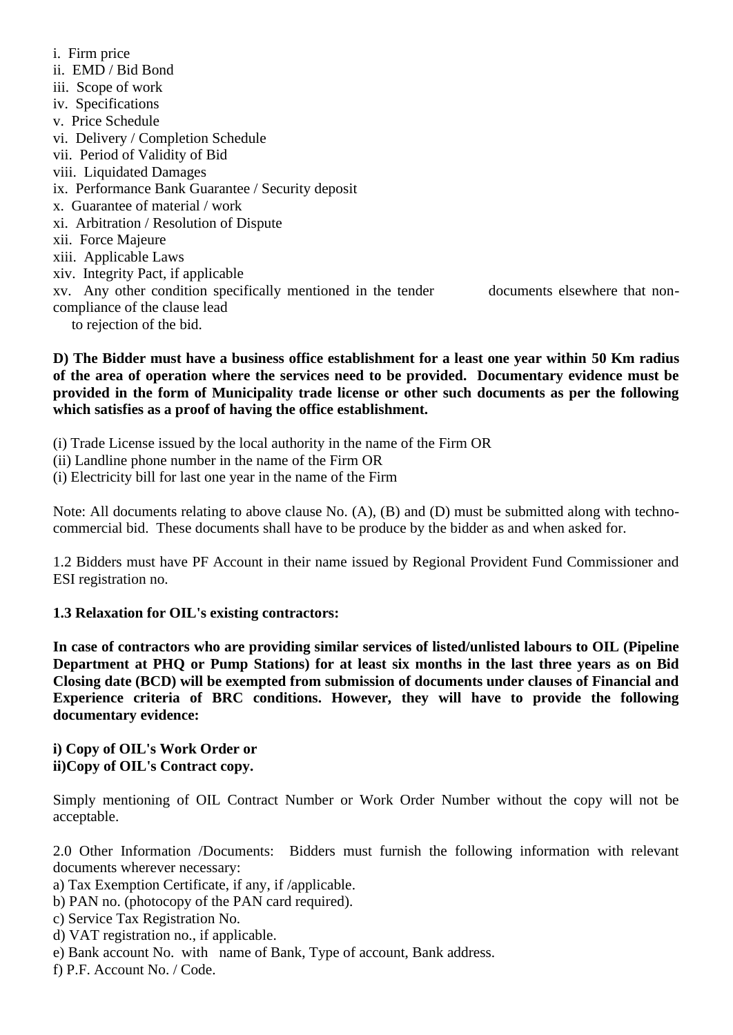i. Firm price
ii. EMD / Bid Bond
iii. Scope of work
iv. Specifications
v. Price Schedule
vi. Delivery / Completion Schedule
vii. Period of Validity of Bid
viii. Liquidated Damages
ix. Performance Bank Guarantee / Security deposit
x. Guarantee of material / work
xi. Arbitration / Resolution of Dispute
xii. Force Majeure
xiii. Applicable Laws
xiv. Integrity Pact, if applicable
xv. Any other condition specifically mentioned in the tender documents elsewhere that non-compliance of the clause lead to rejection of the bid.

**D) The Bidder must have a business office establishment for a least one year within 50 Km radius of the area of operation where the services need to be provided. Documentary evidence must be provided in the form of Municipality trade license or other such documents as per the following which satisfies as a proof of having the office establishment.**

(i) Trade License issued by the local authority in the name of the Firm OR
(ii) Landline phone number in the name of the Firm OR
(i) Electricity bill for last one year in the name of the Firm

Note: All documents relating to above clause No. (A), (B) and (D) must be submitted along with techno-commercial bid. These documents shall have to be produce by the bidder as and when asked for.

1.2 Bidders must have PF Account in their name issued by Regional Provident Fund Commissioner and ESI registration no.

**1.3 Relaxation for OIL's existing contractors:**

**In case of contractors who are providing similar services of listed/unlisted labours to OIL (Pipeline Department at PHQ or Pump Stations) for at least six months in the last three years as on Bid Closing date (BCD) will be exempted from submission of documents under clauses of Financial and Experience criteria of BRC conditions. However, they will have to provide the following documentary evidence:**

**i) Copy of OIL's Work Order or**
**ii)Copy of OIL's Contract copy.**

Simply mentioning of OIL Contract Number or Work Order Number without the copy will not be acceptable.

2.0 Other Information /Documents: Bidders must furnish the following information with relevant documents wherever necessary:
a) Tax Exemption Certificate, if any, if /applicable.
b) PAN no. (photocopy of the PAN card required).
c) Service Tax Registration No.
d) VAT registration no., if applicable.
e) Bank account No. with name of Bank, Type of account, Bank address.
f) P.F. Account No. / Code.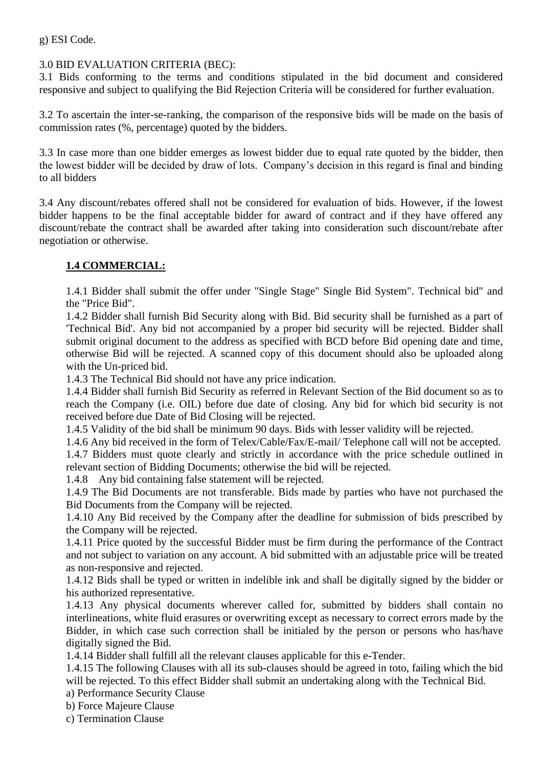g) ESI Code.

3.0 BID EVALUATION CRITERIA (BEC):

3.1 Bids conforming to the terms and conditions stipulated in the bid document and considered responsive and subject to qualifying the Bid Rejection Criteria will be considered for further evaluation.

3.2 To ascertain the inter-se-ranking, the comparison of the responsive bids will be made on the basis of commission rates (%, percentage) quoted by the bidders.

3.3 In case more than one bidder emerges as lowest bidder due to equal rate quoted by the bidder, then the lowest bidder will be decided by draw of lots. Company's decision in this regard is final and binding to all bidders

3.4 Any discount/rebates offered shall not be considered for evaluation of bids. However, if the lowest bidder happens to be the final acceptable bidder for award of contract and if they have offered any discount/rebate the contract shall be awarded after taking into consideration such discount/rebate after negotiation or otherwise.

**1.4 COMMERCIAL:**

1.4.1 Bidder shall submit the offer under "Single Stage" Single Bid System". Technical bid" and the "Price Bid".

1.4.2 Bidder shall furnish Bid Security along with Bid. Bid security shall be furnished as a part of 'Technical Bid'. Any bid not accompanied by a proper bid security will be rejected. Bidder shall submit original document to the address as specified with BCD before Bid opening date and time, otherwise Bid will be rejected. A scanned copy of this document should also be uploaded along with the Un-priced bid.

1.4.3 The Technical Bid should not have any price indication.

1.4.4 Bidder shall furnish Bid Security as referred in Relevant Section of the Bid document so as to reach the Company (i.e. OIL) before due date of closing. Any bid for which bid security is not received before due Date of Bid Closing will be rejected.

1.4.5 Validity of the bid shall be minimum 90 days. Bids with lesser validity will be rejected.

1.4.6 Any bid received in the form of Telex/Cable/Fax/E-mail/ Telephone call will not be accepted.

1.4.7 Bidders must quote clearly and strictly in accordance with the price schedule outlined in relevant section of Bidding Documents; otherwise the bid will be rejected.

1.4.8 Any bid containing false statement will be rejected.

1.4.9 The Bid Documents are not transferable. Bids made by parties who have not purchased the Bid Documents from the Company will be rejected.

1.4.10 Any Bid received by the Company after the deadline for submission of bids prescribed by the Company will be rejected.

1.4.11 Price quoted by the successful Bidder must be firm during the performance of the Contract and not subject to variation on any account. A bid submitted with an adjustable price will be treated as non-responsive and rejected.

1.4.12 Bids shall be typed or written in indelible ink and shall be digitally signed by the bidder or his authorized representative.

1.4.13 Any physical documents wherever called for, submitted by bidders shall contain no interlineations, white fluid erasures or overwriting except as necessary to correct errors made by the Bidder, in which case such correction shall be initialed by the person or persons who has/have digitally signed the Bid.

1.4.14 Bidder shall fulfill all the relevant clauses applicable for this e-Tender.

1.4.15 The following Clauses with all its sub-clauses should be agreed in toto, failing which the bid will be rejected. To this effect Bidder shall submit an undertaking along with the Technical Bid.

a) Performance Security Clause

b) Force Majeure Clause

c) Termination Clause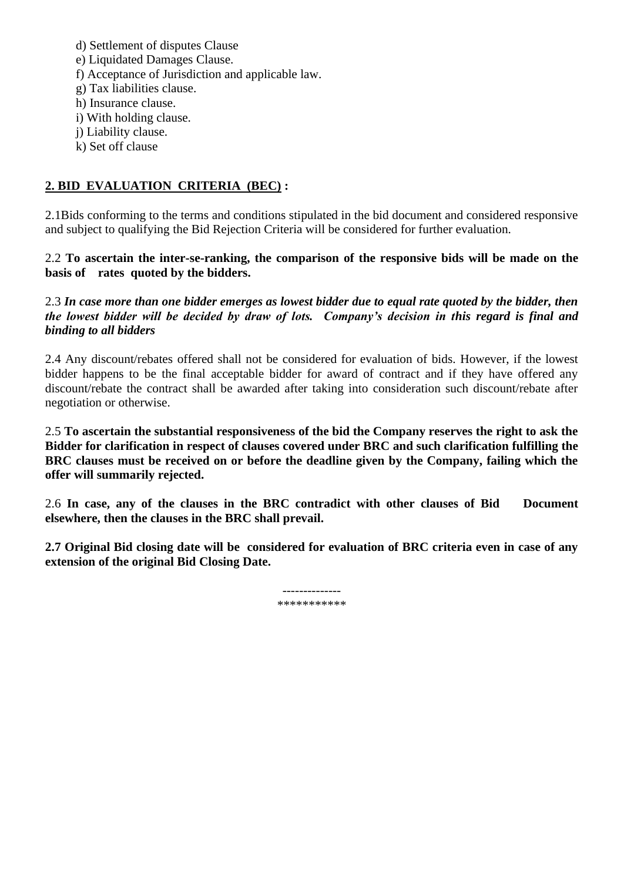d) Settlement of disputes Clause
e) Liquidated Damages Clause.
f) Acceptance of Jurisdiction and applicable law.
g) Tax liabilities clause.
h) Insurance clause.
i) With holding clause.
j) Liability clause.
k) Set off clause

## **2. BID EVALUATION CRITERIA (BEC) :**

2.1Bids conforming to the terms and conditions stipulated in the bid document and considered responsive and subject to qualifying the Bid Rejection Criteria will be considered for further evaluation.

2.2 **To ascertain the inter-se-ranking, the comparison of the responsive bids will be made on the basis of rates quoted by the bidders.**

2.3 ***In case more than one bidder emerges as lowest bidder due to equal rate quoted by the bidder, then the lowest bidder will be decided by draw of lots. Company's decision in this regard is final and binding to all bidders***

2.4 Any discount/rebates offered shall not be considered for evaluation of bids. However, if the lowest bidder happens to be the final acceptable bidder for award of contract and if they have offered any discount/rebate the contract shall be awarded after taking into consideration such discount/rebate after negotiation or otherwise.

2.5 **To ascertain the substantial responsiveness of the bid the Company reserves the right to ask the Bidder for clarification in respect of clauses covered under BRC and such clarification fulfilling the BRC clauses must be received on or before the deadline given by the Company, failing which the offer will summarily rejected.**

2.6 **In case, any of the clauses in the BRC contradict with other clauses of Bid Document elsewhere, then the clauses in the BRC shall prevail.**

**2.7 Original Bid closing date will be considered for evaluation of BRC criteria even in case of any extension of the original Bid Closing Date.**

--------------
***********